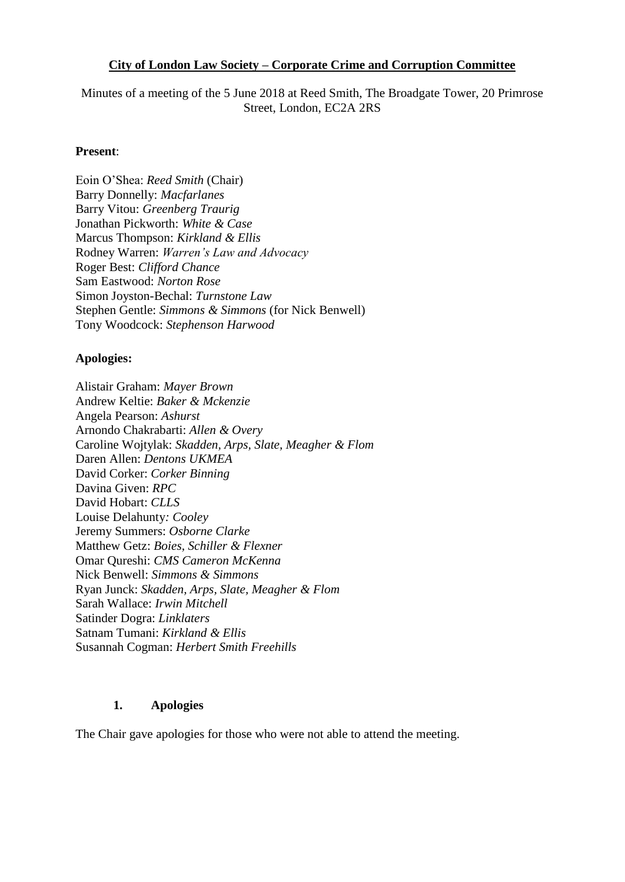**City of London Law Society – Corporate Crime and Corruption Committee**

Minutes of a meeting of the 5 June 2018 at Reed Smith, The Broadgate Tower, 20 Primrose Street, London, EC2A 2RS

**Present**:

Eoin O'Shea: *Reed Smith* (Chair)
Barry Donnelly: *Macfarlanes*
Barry Vitou: *Greenberg Traurig*
Jonathan Pickworth: *White & Case*
Marcus Thompson: *Kirkland & Ellis*
Rodney Warren: *Warren's Law and Advocacy*
Roger Best: *Clifford Chance*
Sam Eastwood: *Norton Rose*
Simon Joyston-Bechal: *Turnstone Law*
Stephen Gentle: *Simmons & Simmons* (for Nick Benwell)
Tony Woodcock: *Stephenson Harwood*

**Apologies:**

Alistair Graham: *Mayer Brown*
Andrew Keltie: *Baker & Mckenzie*
Angela Pearson: *Ashurst*
Arnondo Chakrabarti: *Allen & Overy*
Caroline Wojtylak: *Skadden, Arps, Slate, Meagher & Flom*
Daren Allen: *Dentons UKMEA*
David Corker: *Corker Binning*
Davina Given: *RPC*
David Hobart: *CLLS*
Louise Delahunty*: Cooley*
Jeremy Summers: *Osborne Clarke*
Matthew Getz: *Boies, Schiller & Flexner*
Omar Qureshi: *CMS Cameron McKenna*
Nick Benwell: *Simmons & Simmons*
Ryan Junck: *Skadden, Arps, Slate, Meagher & Flom*
Sarah Wallace: *Irwin Mitchell*
Satinder Dogra: *Linklaters*
Satnam Tumani: *Kirkland & Ellis*
Susannah Cogman: *Herbert Smith Freehills*

**1. Apologies**

The Chair gave apologies for those who were not able to attend the meeting.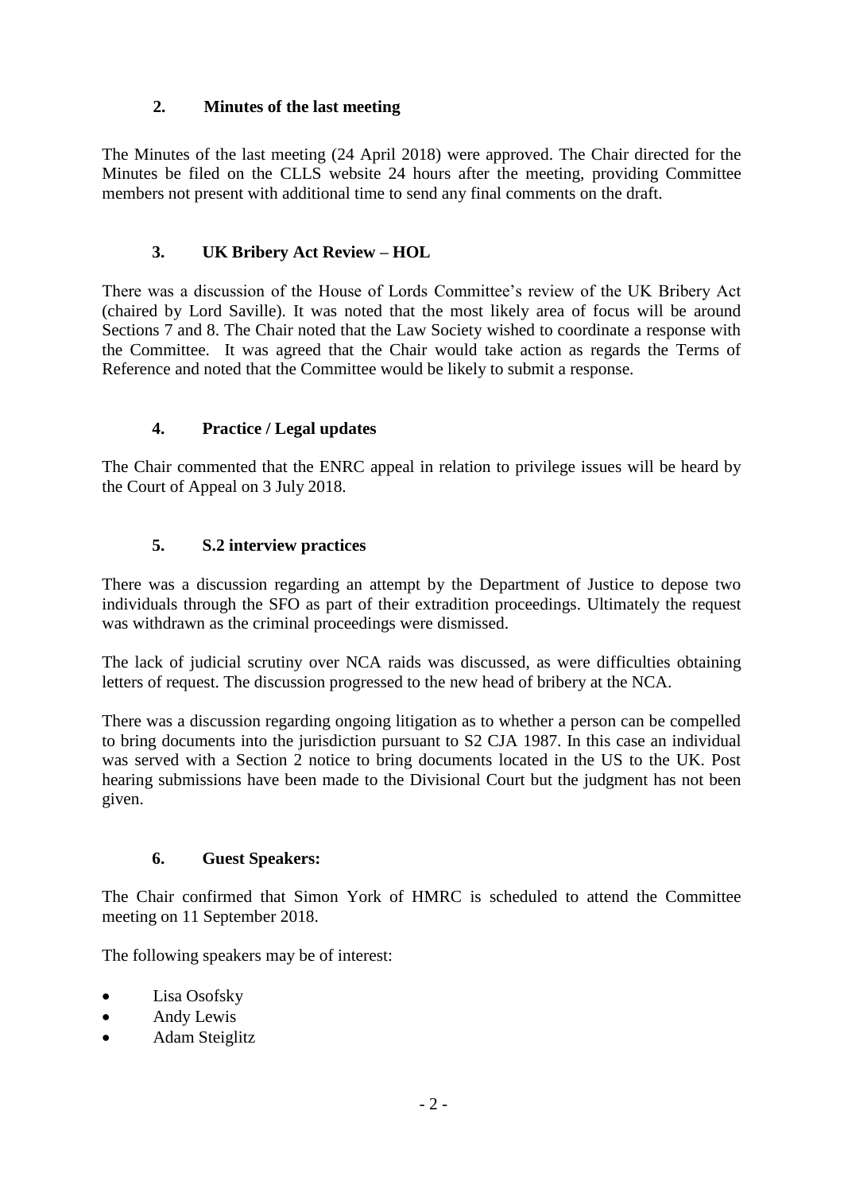## 2. Minutes of the last meeting

The Minutes of the last meeting (24 April 2018) were approved. The Chair directed for the Minutes be filed on the CLLS website 24 hours after the meeting, providing Committee members not present with additional time to send any final comments on the draft.

## 3. UK Bribery Act Review – HOL

There was a discussion of the House of Lords Committee's review of the UK Bribery Act (chaired by Lord Saville). It was noted that the most likely area of focus will be around Sections 7 and 8. The Chair noted that the Law Society wished to coordinate a response with the Committee. It was agreed that the Chair would take action as regards the Terms of Reference and noted that the Committee would be likely to submit a response.

## 4. Practice / Legal updates

The Chair commented that the ENRC appeal in relation to privilege issues will be heard by the Court of Appeal on 3 July 2018.

## 5. S.2 interview practices

There was a discussion regarding an attempt by the Department of Justice to depose two individuals through the SFO as part of their extradition proceedings. Ultimately the request was withdrawn as the criminal proceedings were dismissed.

The lack of judicial scrutiny over NCA raids was discussed, as were difficulties obtaining letters of request. The discussion progressed to the new head of bribery at the NCA.

There was a discussion regarding ongoing litigation as to whether a person can be compelled to bring documents into the jurisdiction pursuant to S2 CJA 1987. In this case an individual was served with a Section 2 notice to bring documents located in the US to the UK. Post hearing submissions have been made to the Divisional Court but the judgment has not been given.

## 6. Guest Speakers:

The Chair confirmed that Simon York of HMRC is scheduled to attend the Committee meeting on 11 September 2018.

The following speakers may be of interest:

- Lisa Osofsky
- Andy Lewis
- Adam Steiglitz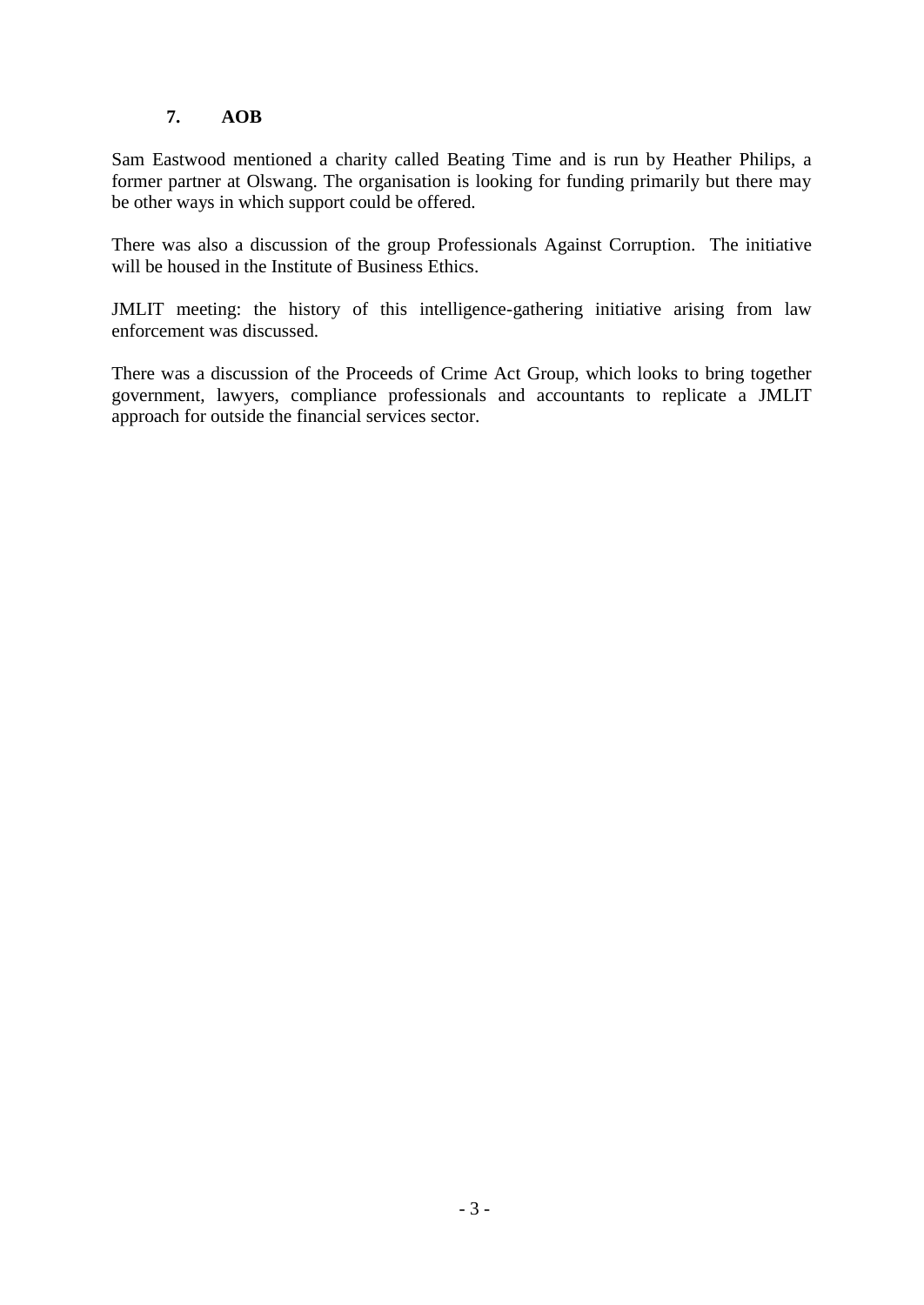## 7. AOB

Sam Eastwood mentioned a charity called Beating Time and is run by Heather Philips, a former partner at Olswang. The organisation is looking for funding primarily but there may be other ways in which support could be offered.

There was also a discussion of the group Professionals Against Corruption. The initiative will be housed in the Institute of Business Ethics.

JMLIT meeting: the history of this intelligence-gathering initiative arising from law enforcement was discussed.

There was a discussion of the Proceeds of Crime Act Group, which looks to bring together government, lawyers, compliance professionals and accountants to replicate a JMLIT approach for outside the financial services sector.